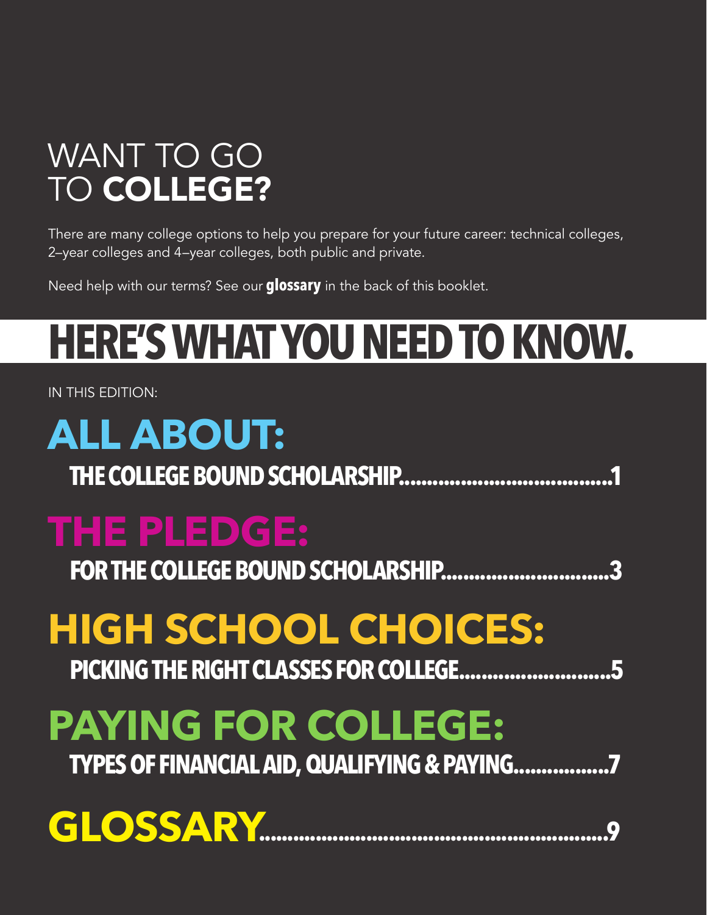# WANT TO GO TO **COLLEGE?**

There are many college options to help you prepare for your future career: technical colleges, 2–year colleges and 4–year colleges, both public and private.

Need help with our terms? See our **glossary** in the back of this booklet.

# HERE'S WHAT YOU NEED TO KNOW.

IN THIS EDITION:

## ALL ABOUT:

### THE COLLEGE BOUND SCHOLARSHIP....................................1

## THE PLEDGE:

### FOR THE COLLEGE BOUND SCHOLARSHIP.............................3

## HIGH SCHOOL CHOICES:

### PICKING THE RIGHT CLASSES FOR COLLEGE..........................5

## PAYING FOR COLLEGE:

### TYPES OF FINANCIAL AID, QUALIFYING & PAYING................7

## GLOSSARY.............................................................9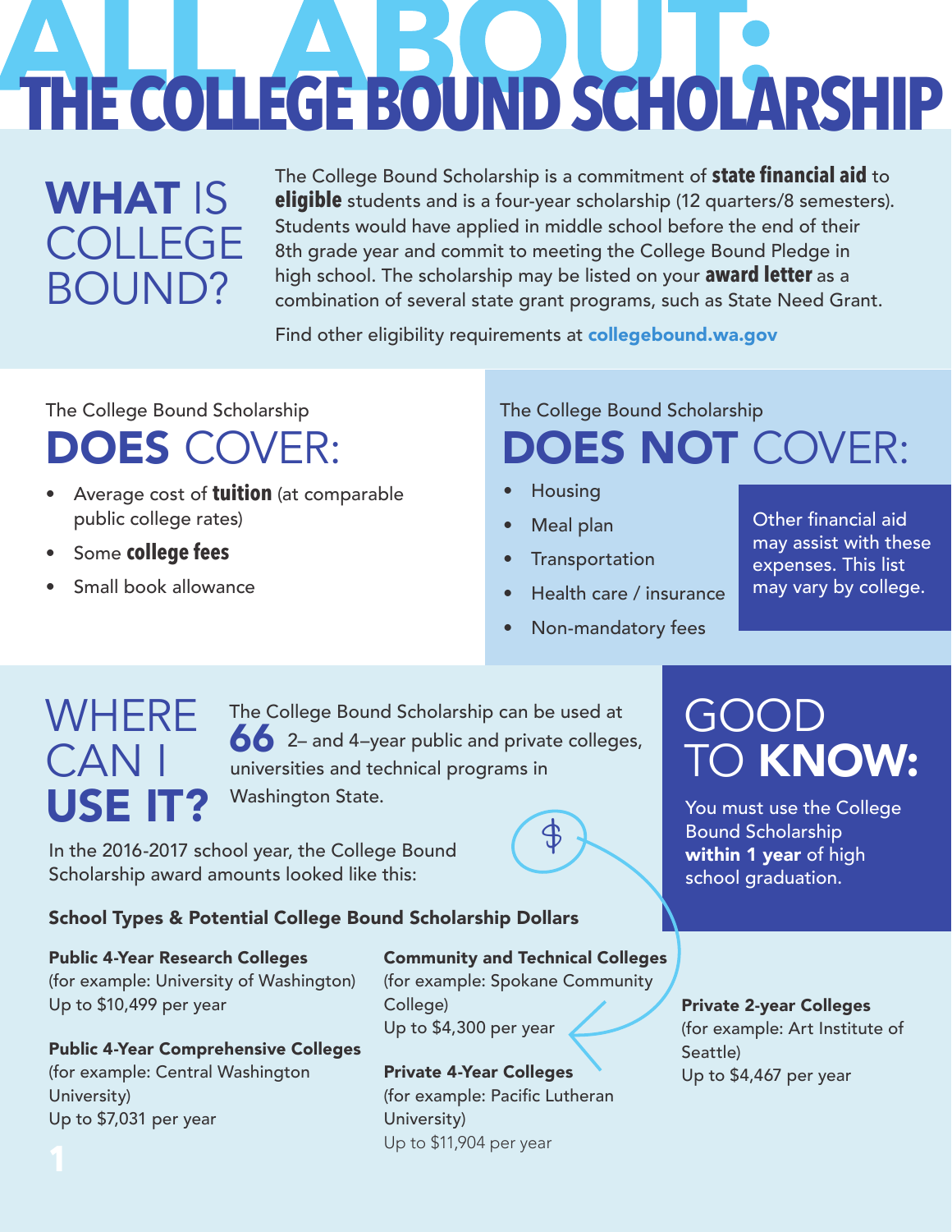# ALL ABOUT: THE COLLEGE BOUND SCHOLARSHIP

## WHAT IS COLLEGE BOUND?

The College Bound Scholarship is a commitment of **state financial aid** to **eligible** students and is a four-year scholarship (12 quarters/8 semesters). Students would have applied in middle school before the end of their 8th grade year and commit to meeting the College Bound Pledge in high school. The scholarship may be listed on your **award letter** as a combination of several state grant programs, such as State Need Grant.

Find other eligibility requirements at **collegebound.wa.gov**

The College Bound Scholarship

## DOES COVER:

- Average cost of **tuition** (at comparable public college rates)
- Some **college fees**
- Small book allowance

The College Bound Scholarship

## DOES NOT COVER:

- Housing
- Meal plan
- Transportation
- Health care / insurance
- Non-mandatory fees

Other financial aid may assist with these expenses. This list may vary by college.

## WHERE CAN I USE IT?

The College Bound Scholarship can be used at **66** 2– and 4–year public and private colleges, universities and technical programs in Washington State.

In the 2016-2017 school year, the College Bound Scholarship award amounts looked like this:

**School Types & Potential College Bound Scholarship Dollars**

**Public 4-Year Research Colleges**
(for example: University of Washington)
Up to $10,499 per year

**Public 4-Year Comprehensive Colleges**
(for example: Central Washington University)
Up to $7,031 per year

**Community and Technical Colleges**
(for example: Spokane Community College)
Up to $4,300 per year

**Private 4-Year Colleges**
(for example: Pacific Lutheran University)
Up to $11,904 per year

**Private 2-year Colleges**
(for example: Art Institute of Seattle)
Up to $4,467 per year

## GOOD TO KNOW:

You must use the College Bound Scholarship **within 1 year** of high school graduation.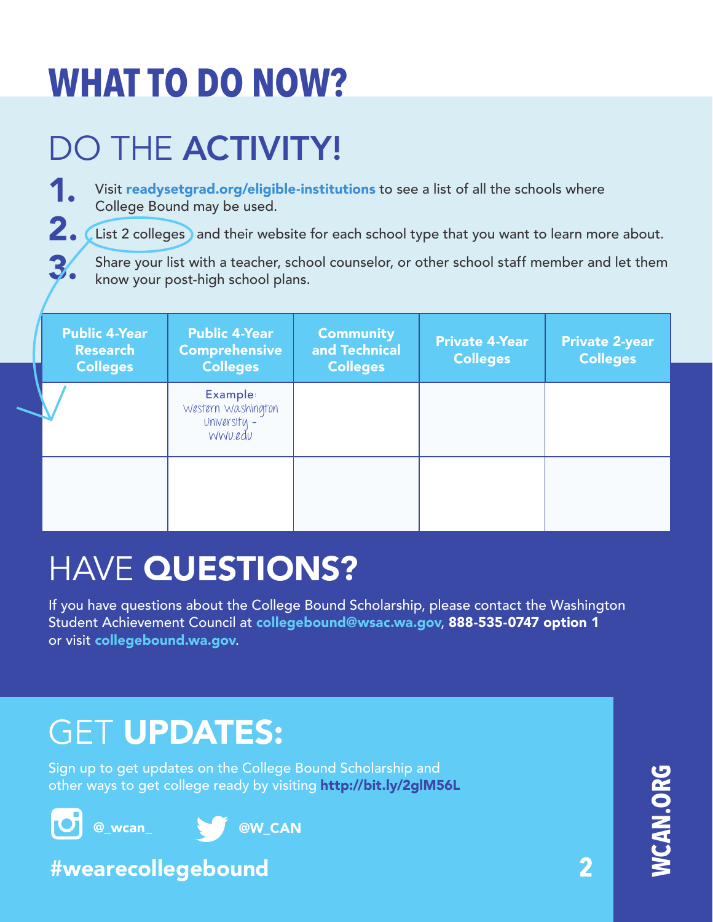# WHAT TO DO NOW?

## DO THE **ACTIVITY!**

1. Visit **readysetgrad.org/eligible-institutions** to see a list of all the schools where College Bound may be used.
2. List 2 colleges and their website for each school type that you want to learn more about.
3. Share your list with a teacher, school counselor, or other school staff member and let them know your post-high school plans.

| Public 4-Year Research Colleges | Public 4-Year Comprehensive Colleges | Community and Technical Colleges | Private 4-Year Colleges | Private 2-year Colleges |
|---|---|---|---|---|
| | Example: Western Washington University - wwu.edu | | | |
| | | | | |

## HAVE **QUESTIONS?**

If you have questions about the College Bound Scholarship, please contact the Washington Student Achievement Council at **collegebound@wsac.wa.gov**, **888-535-0747 option 1** or visit **collegebound.wa.gov**.

## GET **UPDATES:**

Sign up to get updates on the College Bound Scholarship and other ways to get college ready by visiting **http://bit.ly/2glM56L**

@_wcan_ @W_CAN

**#wearecollegebound**

**WCAN.ORG**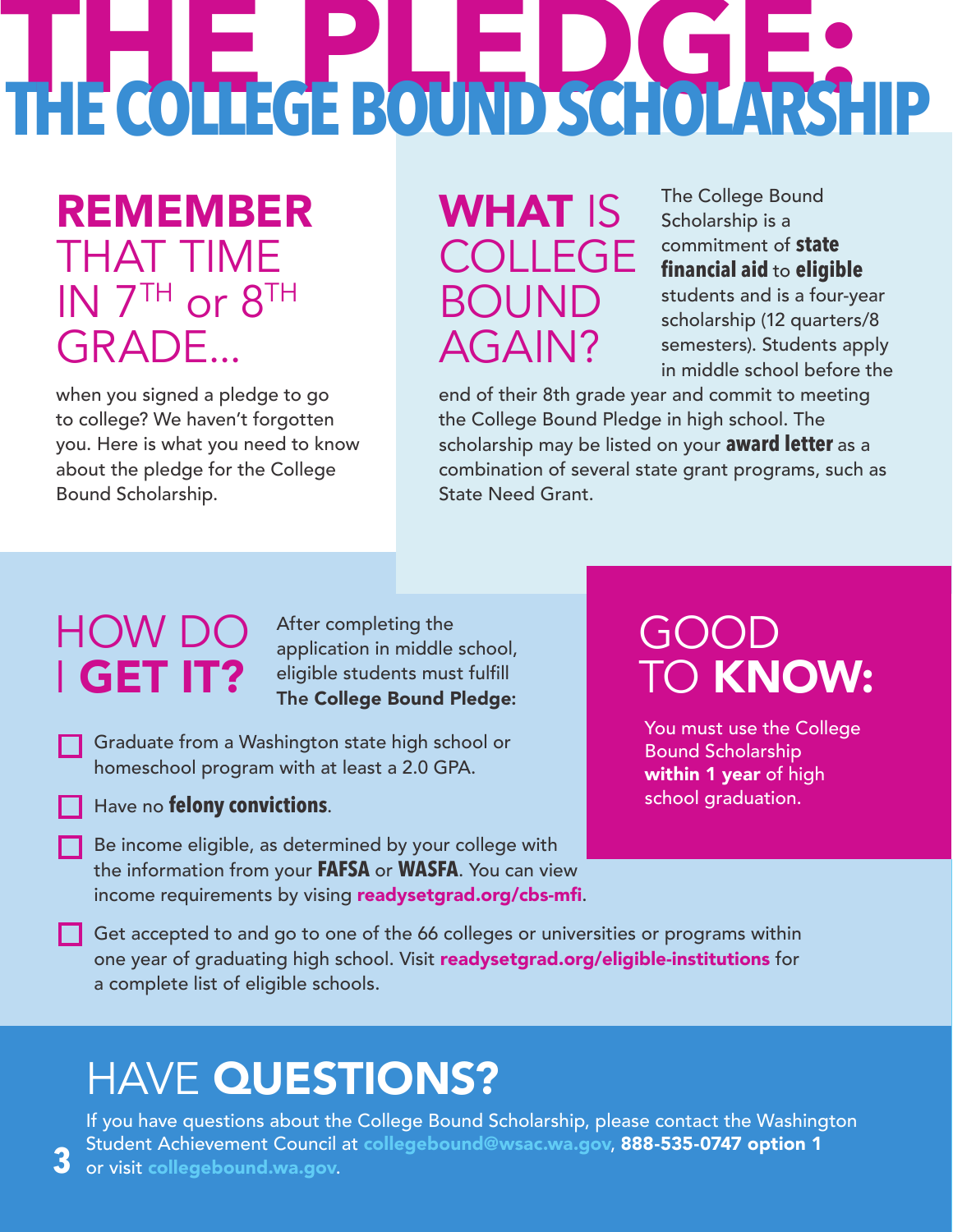# THE PLEDGE: THE COLLEGE BOUND SCHOLARSHIP

## REMEMBER THAT TIME IN 7TH or 8TH GRADE...

when you signed a pledge to go to college? We haven't forgotten you. Here is what you need to know about the pledge for the College Bound Scholarship.

## WHAT IS COLLEGE BOUND AGAIN?

The College Bound Scholarship is a commitment of **state financial aid** to **eligible** students and is a four-year scholarship (12 quarters/8 semesters). Students apply in middle school before the end of their 8th grade year and commit to meeting the College Bound Pledge in high school. The scholarship may be listed on your **award letter** as a combination of several state grant programs, such as State Need Grant.

## HOW DO I GET IT?

After completing the application in middle school, eligible students must fulfill **The College Bound Pledge:**

- ☐ Graduate from a Washington state high school or homeschool program with at least a 2.0 GPA.
- ☐ Have no **felony convictions**.
- ☐ Be income eligible, as determined by your college with the information from your **FAFSA** or **WASFA**. You can view income requirements by visiting **readysetgrad.org/cbs-mfi**.
- ☐ Get accepted to and go to one of the 66 colleges or universities or programs within one year of graduating high school. Visit **readysetgrad.org/eligible-institutions** for a complete list of eligible schools.

## GOOD TO KNOW:

You must use the College Bound Scholarship **within 1 year** of high school graduation.

## HAVE QUESTIONS?

If you have questions about the College Bound Scholarship, please contact the Washington Student Achievement Council at **collegebound@wsac.wa.gov**, **888-535-0747 option 1** or visit **collegebound.wa.gov**.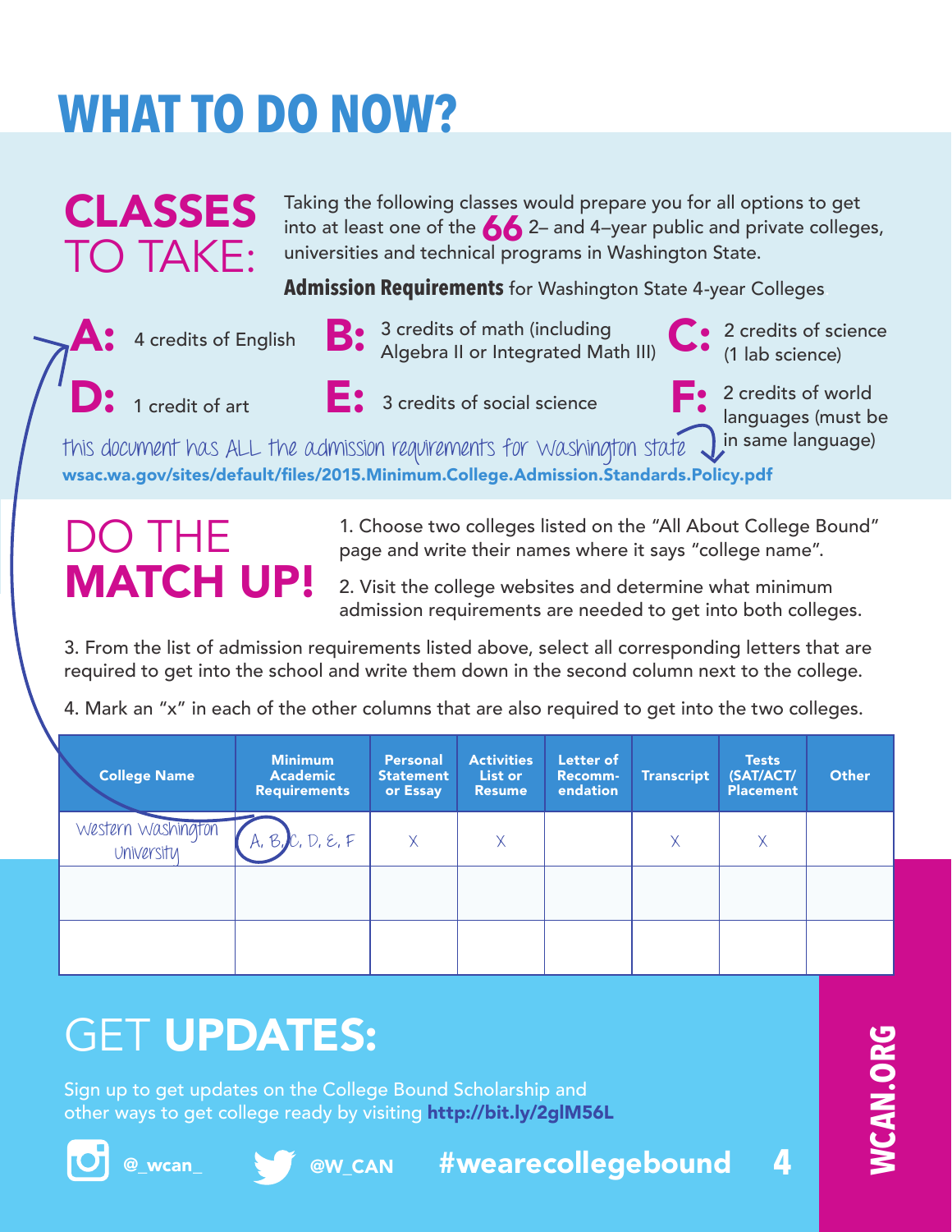# WHAT TO DO NOW?

## CLASSES TO TAKE:

Taking the following classes would prepare you for all options to get into at least one of the **66** 2– and 4–year public and private colleges, universities and technical programs in Washington State.

**Admission Requirements** for Washington State 4-year Colleges

**A:** 4 credits of English

**B:** 3 credits of math (including Algebra II or Integrated Math III)

**C:** 2 credits of science (1 lab science)

**D:** 1 credit of art

**E:** 3 credits of social science

**F:** 2 credits of world languages (must be in same language)

*this document has ALL the admission requirements for Washington state*

**wsac.wa.gov/sites/default/files/2015.Minimum.College.Admission.Standards.Policy.pdf**

## DO THE MATCH UP!

1. Choose two colleges listed on the "All About College Bound" page and write their names where it says "college name".
2. Visit the college websites and determine what minimum admission requirements are needed to get into both colleges.
3. From the list of admission requirements listed above, select all corresponding letters that are required to get into the school and write them down in the second column next to the college.
4. Mark an "x" in each of the other columns that are also required to get into the two colleges.

| College Name | Minimum Academic Requirements | Personal Statement or Essay | Activities List or Resume | Letter of Recommendation | Transcript | Tests (SAT/ACT/ Placement | Other |
|---|---|---|---|---|---|---|---|
| Western Washington University | A, B, C, D, E, F | X | X | | X | X | |
| | | | | | | | |
| | | | | | | | |

## GET UPDATES:

Sign up to get updates on the College Bound Scholarship and other ways to get college ready by visiting **http://bit.ly/2glM56L**

@_wcan_ @W_CAN **#wearecollegebound**

**WCAN.ORG**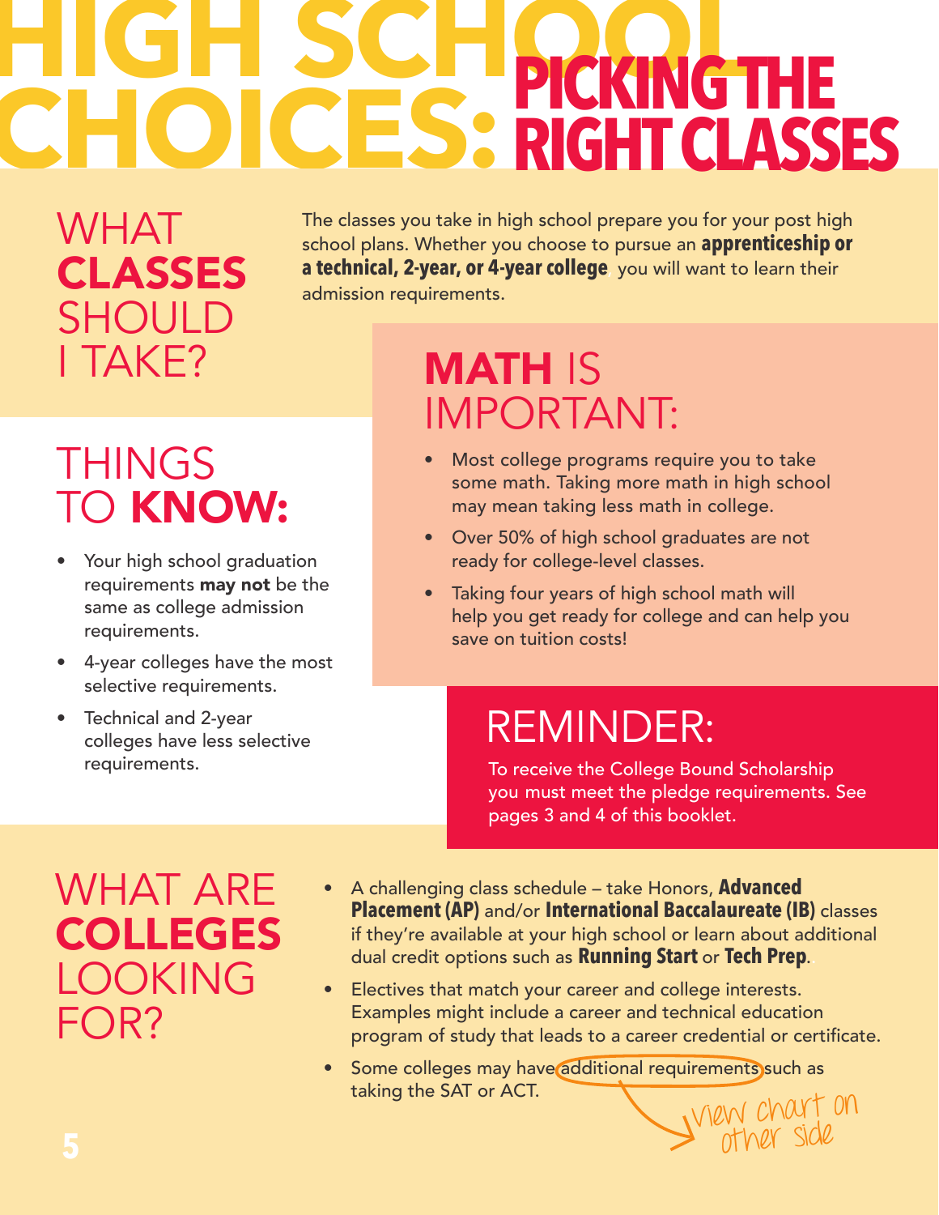# HIGH SCHOOL CHOICES: PICKING THE RIGHT CLASSES

## WHAT **CLASSES** SHOULD I TAKE?

The classes you take in high school prepare you for your post high school plans. Whether you choose to pursue an **apprenticeship or a technical, 2-year, or 4-year college** you will want to learn their admission requirements.

## THINGS TO **KNOW:**

- Your high school graduation requirements **may not** be the same as college admission requirements.
- 4-year colleges have the most selective requirements.
- Technical and 2-year colleges have less selective requirements.

## **MATH** IS IMPORTANT:

- Most college programs require you to take some math. Taking more math in high school may mean taking less math in college.
- Over 50% of high school graduates are not ready for college-level classes.
- Taking four years of high school math will help you get ready for college and can help you save on tuition costs!

## REMINDER:

To receive the College Bound Scholarship you must meet the pledge requirements. See pages 3 and 4 of this booklet.

## WHAT ARE **COLLEGES** LOOKING FOR?

- A challenging class schedule – take Honors, **Advanced Placement (AP)** and/or **International Baccalaureate (IB)** classes if they're available at your high school or learn about additional dual credit options such as **Running Start** or **Tech Prep**.
- Electives that match your career and college interests. Examples might include a career and technical education program of study that leads to a career credential or certificate.
- Some colleges may have additional requirements such as taking the SAT or ACT.

*view chart on other side*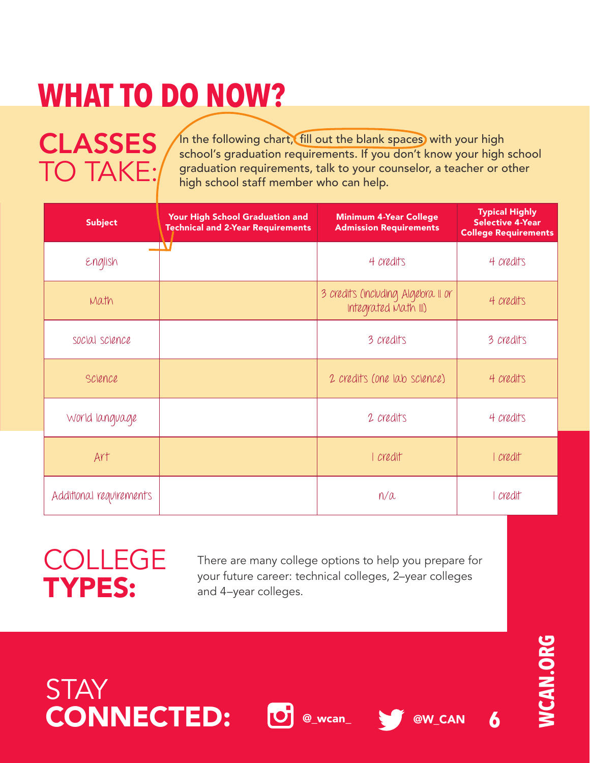# WHAT TO DO NOW?

## CLASSES TO TAKE:

In the following chart, fill out the blank spaces with your high school's graduation requirements. If you don't know your high school graduation requirements, talk to your counselor, a teacher or other high school staff member who can help.

| Subject | Your High School Graduation and Technical and 2-Year Requirements | Minimum 4-Year College Admission Requirements | Typical Highly Selective 4-Year College Requirements |
|---|---|---|---|
| English | | 4 credits | 4 credits |
| Math | | 3 credits (including Algebra II or Integrated Math III) | 4 credits |
| Social science | | 3 credits | 3 credits |
| Science | | 2 credits (one lab science) | 4 credits |
| World language | | 2 credits | 4 credits |
| Art | | 1 credit | 1 credit |
| Additional requirements | | n/a | 1 credit |

## COLLEGE TYPES:

There are many college options to help you prepare for your future career: technical colleges, 2–year colleges and 4–year colleges.

## STAY CONNECTED:

@_wcan_

@W_CAN

WCAN.ORG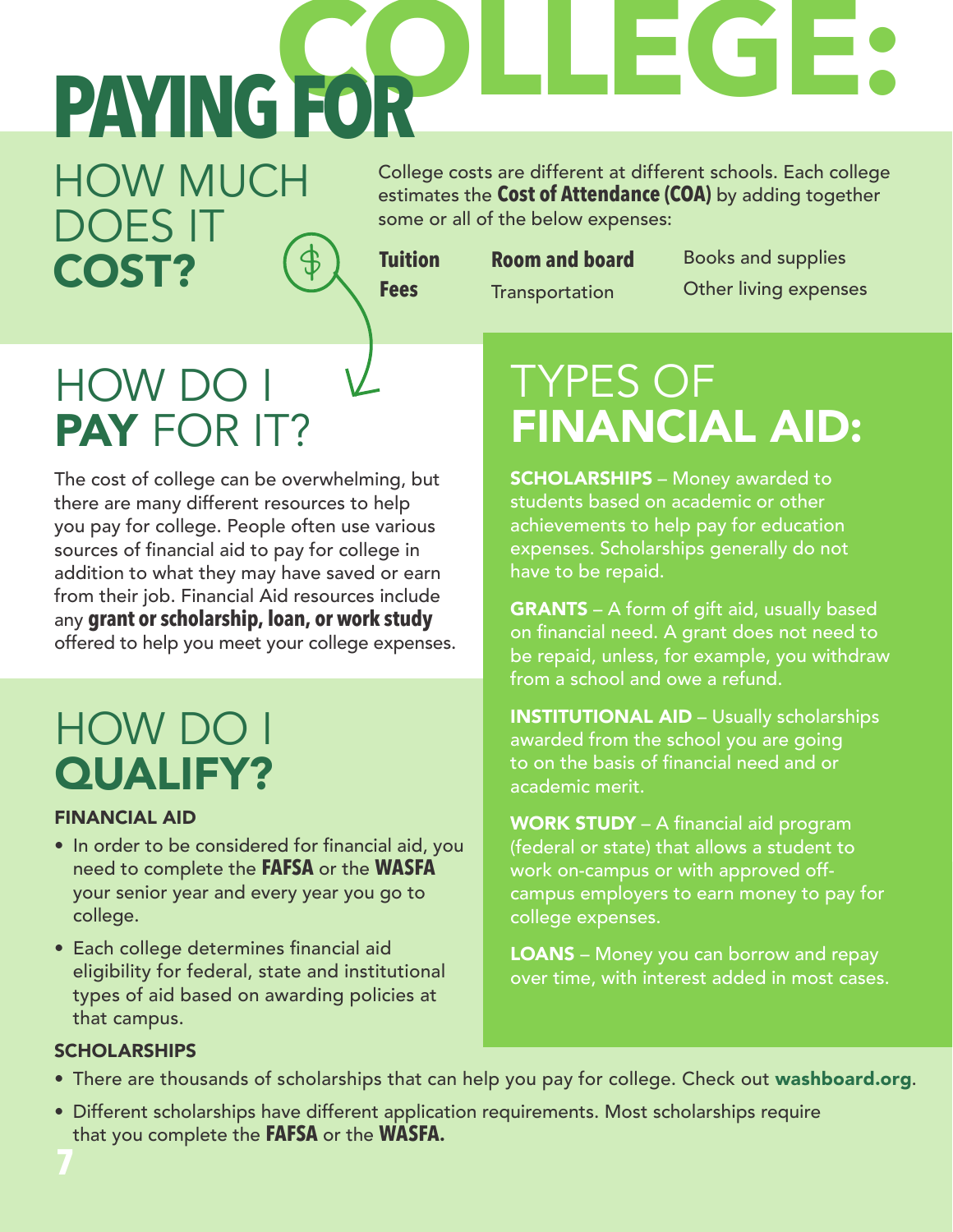# PAYING FOR COLLEGE:

## HOW MUCH DOES IT **COST?**

College costs are different at different schools. Each college estimates the **Cost of Attendance (COA)** by adding together some or all of the below expenses:

- **Tuition**
- **Fees**
- **Room and board**
- Transportation
- Books and supplies
- Other living expenses

## HOW DO I **PAY** FOR IT?

The cost of college can be overwhelming, but there are many different resources to help you pay for college. People often use various sources of financial aid to pay for college in addition to what they may have saved or earn from their job. Financial Aid resources include any **grant or scholarship, loan, or work study** offered to help you meet your college expenses.

## HOW DO I **QUALIFY?**

### FINANCIAL AID

- In order to be considered for financial aid, you need to complete the **FAFSA** or the **WASFA** your senior year and every year you go to college.
- Each college determines financial aid eligibility for federal, state and institutional types of aid based on awarding policies at that campus.

### SCHOLARSHIPS

- There are thousands of scholarships that can help you pay for college. Check out **washboard.org**.
- Different scholarships have different application requirements. Most scholarships require that you complete the **FAFSA** or the **WASFA.**

## TYPES OF **FINANCIAL AID:**

**SCHOLARSHIPS** – Money awarded to students based on academic or other achievements to help pay for education expenses. Scholarships generally do not have to be repaid.

**GRANTS** – A form of gift aid, usually based on financial need. A grant does not need to be repaid, unless, for example, you withdraw from a school and owe a refund.

**INSTITUTIONAL AID** – Usually scholarships awarded from the school you are going to on the basis of financial need and or academic merit.

**WORK STUDY** – A financial aid program (federal or state) that allows a student to work on-campus or with approved off-campus employers to earn money to pay for college expenses.

**LOANS** – Money you can borrow and repay over time, with interest added in most cases.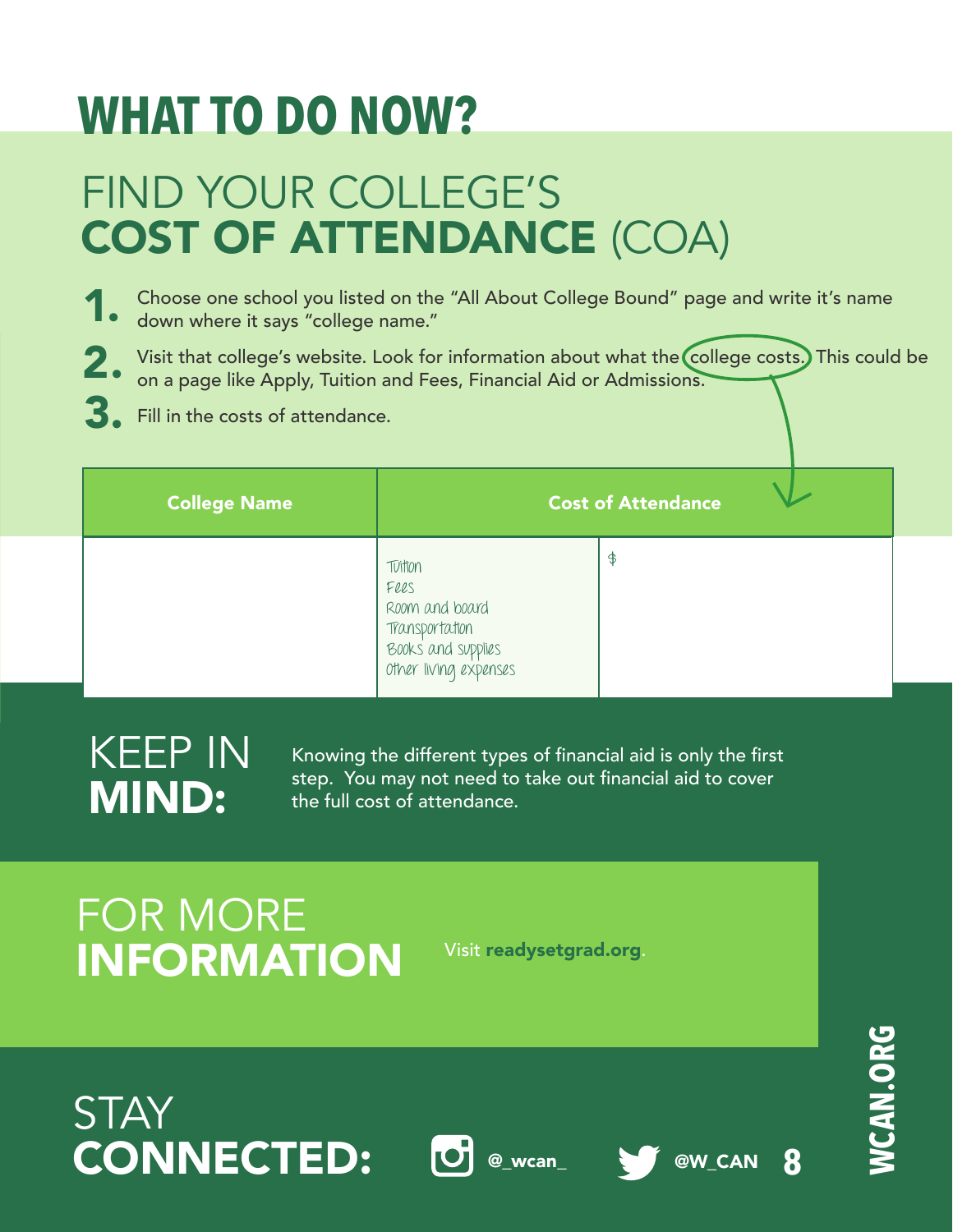# WHAT TO DO NOW?

## FIND YOUR COLLEGE'S **COST OF ATTENDANCE** (COA)

1. Choose one school you listed on the "All About College Bound" page and write it's name down where it says "college name."
2. Visit that college's website. Look for information about what the college costs. This could be on a page like Apply, Tuition and Fees, Financial Aid or Admissions.
3. Fill in the costs of attendance.

| College Name | Cost of Attendance | |
|---|---|---|
| | Tuition<br>Fees<br>Room and board<br>Transportation<br>Books and supplies<br>Other living expenses | $ |

## KEEP IN **MIND:**

Knowing the different types of financial aid is only the first step. You may not need to take out financial aid to cover the full cost of attendance.

## FOR MORE **INFORMATION**

Visit **readysetgrad.org**.

## STAY **CONNECTED:**

@_wcan_

@W_CAN

WCAN.ORG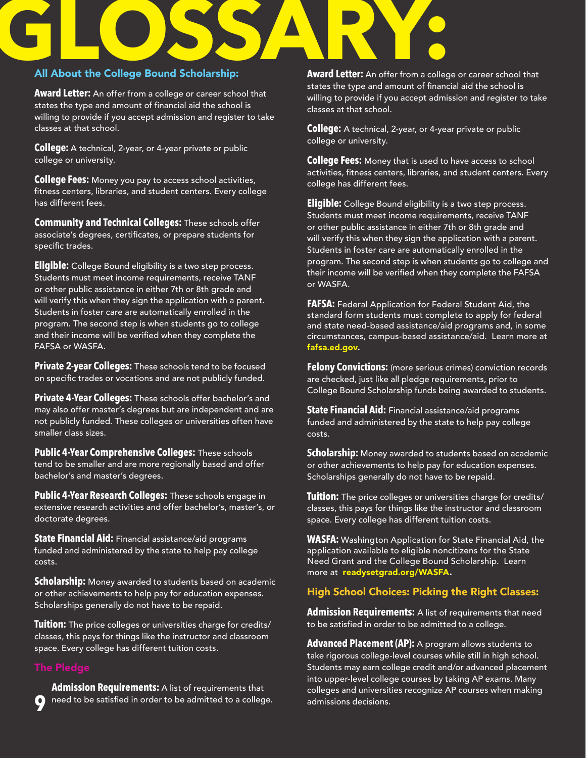# GLOSSARY:

## All About the College Bound Scholarship:

**Award Letter:** An offer from a college or career school that states the type and amount of financial aid the school is willing to provide if you accept admission and register to take classes at that school.

**College:** A technical, 2-year, or 4-year private or public college or university.

**College Fees:** Money you pay to access school activities, fitness centers, libraries, and student centers. Every college has different fees.

**Community and Technical Colleges:** These schools offer associate's degrees, certificates, or prepare students for specific trades.

**Eligible:** College Bound eligibility is a two step process. Students must meet income requirements, receive TANF or other public assistance in either 7th or 8th grade and will verify this when they sign the application with a parent. Students in foster care are automatically enrolled in the program. The second step is when students go to college and their income will be verified when they complete the FAFSA or WASFA.

**Private 2-year Colleges:** These schools tend to be focused on specific trades or vocations and are not publicly funded.

**Private 4-Year Colleges:** These schools offer bachelor's and may also offer master's degrees but are independent and are not publicly funded. These colleges or universities often have smaller class sizes.

**Public 4-Year Comprehensive Colleges:** These schools tend to be smaller and are more regionally based and offer bachelor's and master's degrees.

**Public 4-Year Research Colleges:** These schools engage in extensive research activities and offer bachelor's, master's, or doctorate degrees.

**State Financial Aid:** Financial assistance/aid programs funded and administered by the state to help pay college costs.

**Scholarship:** Money awarded to students based on academic or other achievements to help pay for education expenses. Scholarships generally do not have to be repaid.

**Tuition:** The price colleges or universities charge for credits/ classes, this pays for things like the instructor and classroom space. Every college has different tuition costs.

## The Pledge

**Admission Requirements:** A list of requirements that need to be satisfied in order to be admitted to a college.

**Award Letter:** An offer from a college or career school that states the type and amount of financial aid the school is willing to provide if you accept admission and register to take classes at that school.

**College:** A technical, 2-year, or 4-year private or public college or university.

**College Fees:** Money that is used to have access to school activities, fitness centers, libraries, and student centers. Every college has different fees.

**Eligible:** College Bound eligibility is a two step process. Students must meet income requirements, receive TANF or other public assistance in either 7th or 8th grade and will verify this when they sign the application with a parent. Students in foster care are automatically enrolled in the program. The second step is when students go to college and their income will be verified when they complete the FAFSA or WASFA.

**FAFSA:** Federal Application for Federal Student Aid, the standard form students must complete to apply for federal and state need-based assistance/aid programs and, in some circumstances, campus-based assistance/aid. Learn more at **fafsa.ed.gov**.

**Felony Convictions:** (more serious crimes) conviction records are checked, just like all pledge requirements, prior to College Bound Scholarship funds being awarded to students.

**State Financial Aid:** Financial assistance/aid programs funded and administered by the state to help pay college costs.

**Scholarship:** Money awarded to students based on academic or other achievements to help pay for education expenses. Scholarships generally do not have to be repaid.

**Tuition:** The price colleges or universities charge for credits/ classes, this pays for things like the instructor and classroom space. Every college has different tuition costs.

**WASFA:** Washington Application for State Financial Aid, the application available to eligible noncitizens for the State Need Grant and the College Bound Scholarship. Learn more at **readysetgrad.org/WASFA**.

## High School Choices: Picking the Right Classes:

**Admission Requirements:** A list of requirements that need to be satisfied in order to be admitted to a college.

**Advanced Placement (AP):** A program allows students to take rigorous college-level courses while still in high school. Students may earn college credit and/or advanced placement into upper-level college courses by taking AP exams. Many colleges and universities recognize AP courses when making admissions decisions.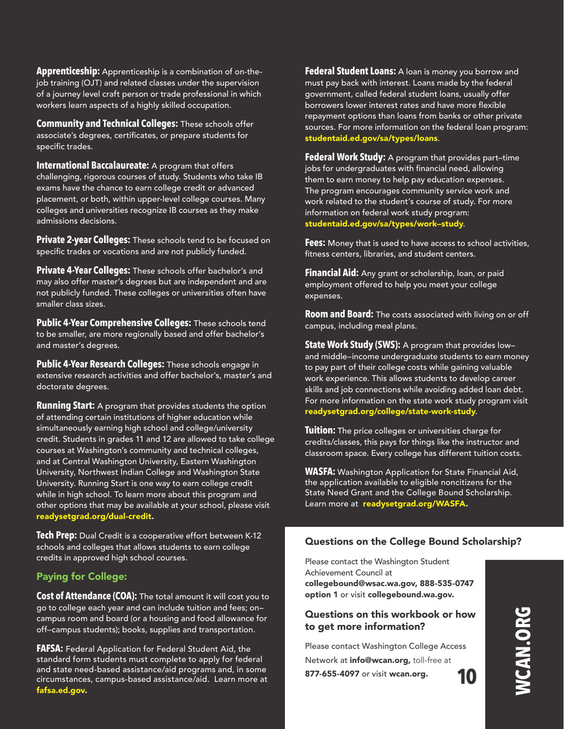**Apprenticeship:** Apprenticeship is a combination of on-the-job training (OJT) and related classes under the supervision of a journey level craft person or trade professional in which workers learn aspects of a highly skilled occupation.

**Community and Technical Colleges:** These schools offer associate's degrees, certificates, or prepare students for specific trades.

**International Baccalaureate:** A program that offers challenging, rigorous courses of study. Students who take IB exams have the chance to earn college credit or advanced placement, or both, within upper-level college courses. Many colleges and universities recognize IB courses as they make admissions decisions.

**Private 2-year Colleges:** These schools tend to be focused on specific trades or vocations and are not publicly funded.

**Private 4-Year Colleges:** These schools offer bachelor's and may also offer master's degrees but are independent and are not publicly funded. These colleges or universities often have smaller class sizes.

**Public 4-Year Comprehensive Colleges:** These schools tend to be smaller, are more regionally based and offer bachelor's and master's degrees.

**Public 4-Year Research Colleges:** These schools engage in extensive research activities and offer bachelor's, master's and doctorate degrees.

**Running Start:** A program that provides students the option of attending certain institutions of higher education while simultaneously earning high school and college/university credit. Students in grades 11 and 12 are allowed to take college courses at Washington's community and technical colleges, and at Central Washington University, Eastern Washington University, Northwest Indian College and Washington State University. Running Start is one way to earn college credit while in high school. To learn more about this program and other options that may be available at your school, please visit **readysetgrad.org/dual-credit**.

**Tech Prep:** Dual Credit is a cooperative effort between K-12 schools and colleges that allows students to earn college credits in approved high school courses.

## Paying for College:

**Cost of Attendance (COA):** The total amount it will cost you to go to college each year and can include tuition and fees; on–campus room and board (or a housing and food allowance for off–campus students); books, supplies and transportation.

**FAFSA:** Federal Application for Federal Student Aid, the standard form students must complete to apply for federal and state need-based assistance/aid programs and, in some circumstances, campus-based assistance/aid. Learn more at **fafsa.ed.gov**.

**Federal Student Loans:** A loan is money you borrow and must pay back with interest. Loans made by the federal government, called federal student loans, usually offer borrowers lower interest rates and have more flexible repayment options than loans from banks or other private sources. For more information on the federal loan program: **studentaid.ed.gov/sa/types/loans**.

**Federal Work Study:** A program that provides part–time jobs for undergraduates with financial need, allowing them to earn money to help pay education expenses. The program encourages community service work and work related to the student's course of study. For more information on federal work study program: **studentaid.ed.gov/sa/types/work–study**.

**Fees:** Money that is used to have access to school activities, fitness centers, libraries, and student centers.

**Financial Aid:** Any grant or scholarship, loan, or paid employment offered to help you meet your college expenses.

**Room and Board:** The costs associated with living on or off campus, including meal plans.

**State Work Study (SWS):** A program that provides low– and middle–income undergraduate students to earn money to pay part of their college costs while gaining valuable work experience. This allows students to develop career skills and job connections while avoiding added loan debt. For more information on the state work study program visit **readysetgrad.org/college/state-work-study**.

**Tuition:** The price colleges or universities charge for credits/classes, this pays for things like the instructor and classroom space. Every college has different tuition costs.

**WASFA:** Washington Application for State Financial Aid, the application available to eligible noncitizens for the State Need Grant and the College Bound Scholarship. Learn more at **readysetgrad.org/WASFA**.

### Questions on the College Bound Scholarship?

Please contact the Washington Student Achievement Council at **collegebound@wsac.wa.gov, 888-535-0747 option 1** or visit **collegebound.wa.gov.**

### Questions on this workbook or how to get more information?

Please contact Washington College Access Network at **info@wcan.org,** toll-free at **877-655-4097** or visit **wcan.org.**

WCAN.ORG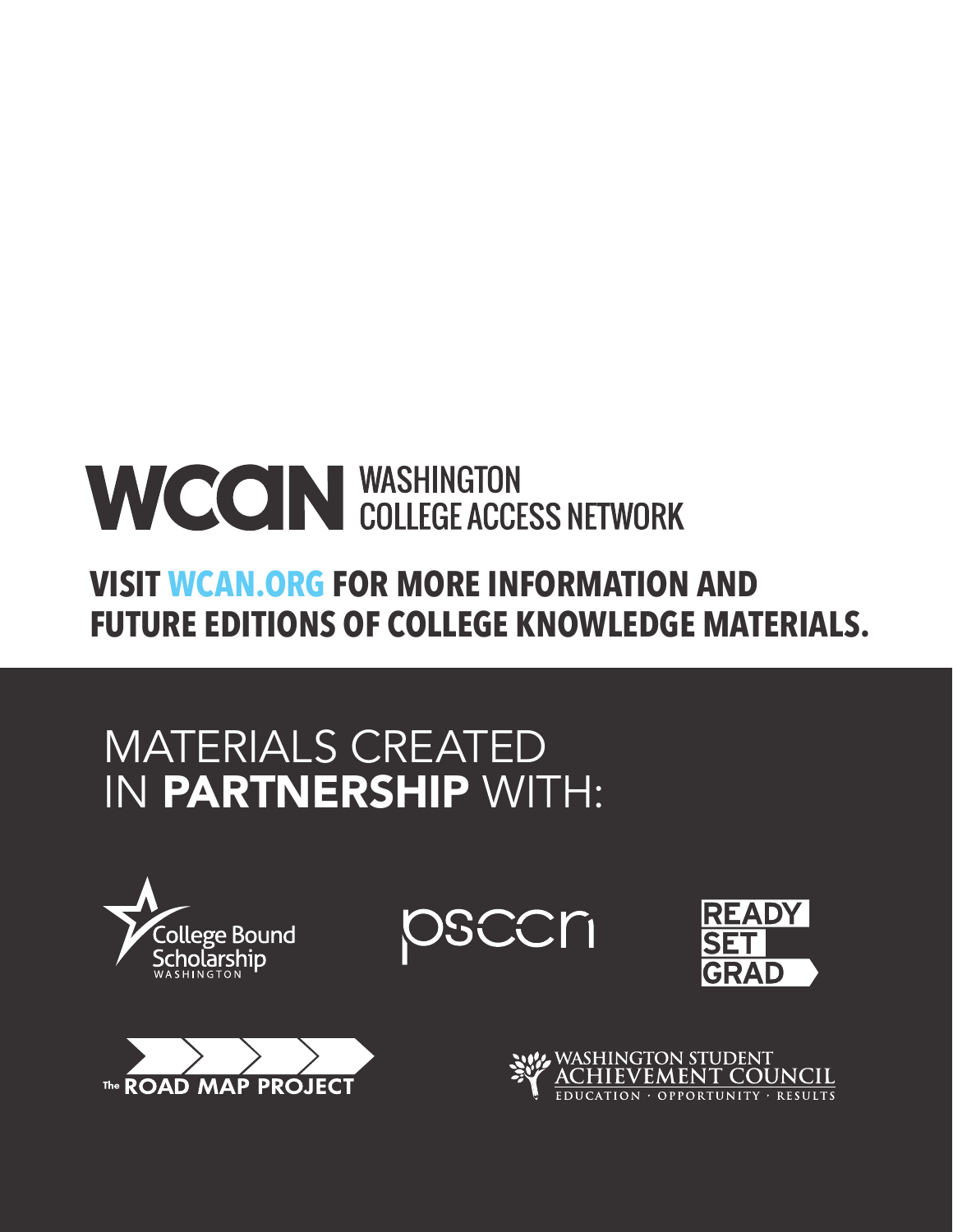**WCAN** WASHINGTON COLLEGE ACCESS NETWORK

**VISIT WCAN.ORG FOR MORE INFORMATION AND FUTURE EDITIONS OF COLLEGE KNOWLEDGE MATERIALS.**

MATERIALS CREATED IN **PARTNERSHIP** WITH:

College Bound Scholarship WASHINGTON

psccn

READY SET GRAD

The ROAD MAP PROJECT

WASHINGTON STUDENT ACHIEVEMENT COUNCIL
EDUCATION · OPPORTUNITY · RESULTS